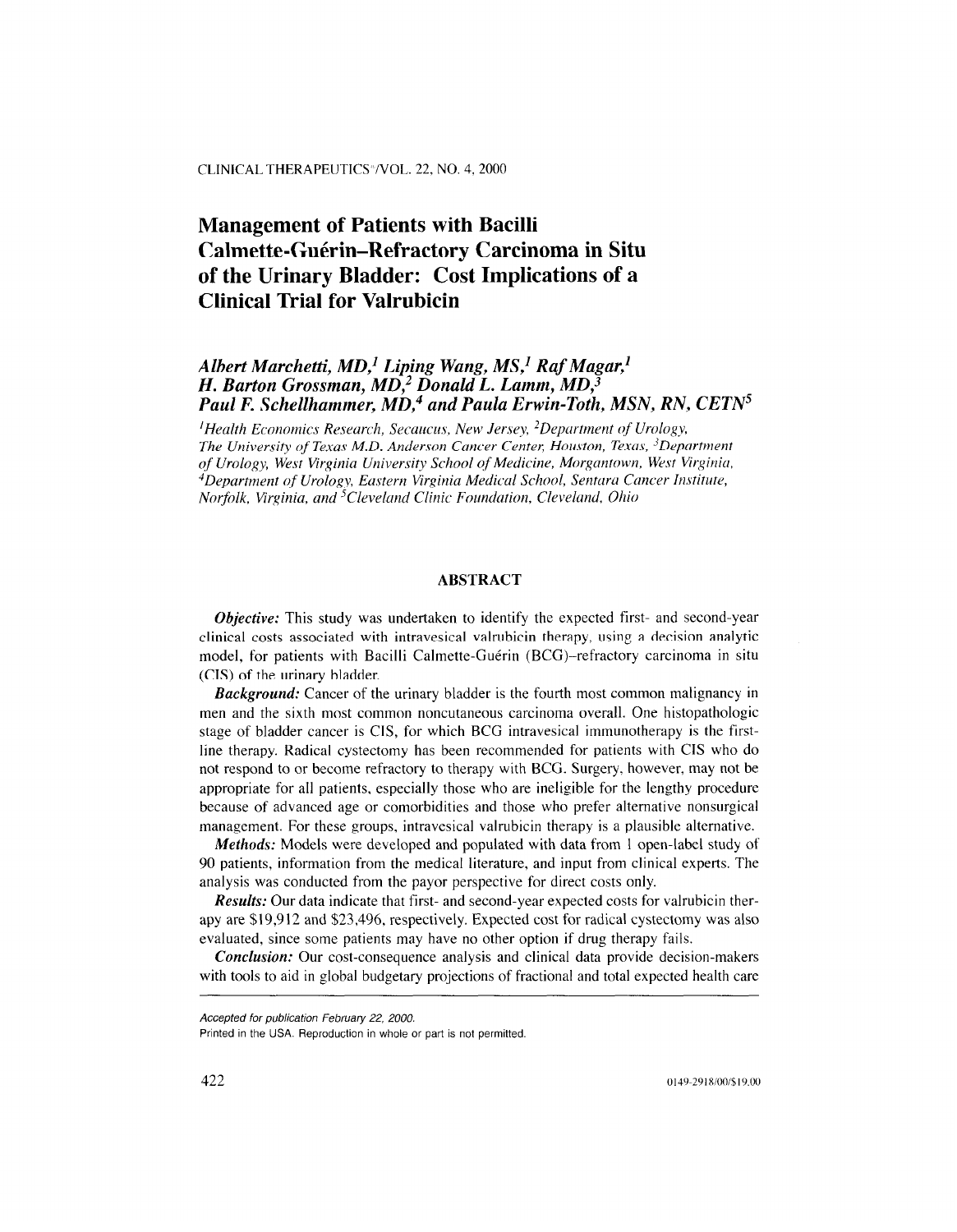# Management of Patients with Bacilli Calmette-Guérin–Refractory Carcinoma in Situ of the Urinary Bladder: Cost Implications of a Clinical Trial for Valrubicin

***Albert Marchetti, MD,[1] Liping Wang, MS,[1] Raf Magar,[1] H. Barton Grossman, MD,[2] Donald L. Lamm, MD,[3] Paul F. Schellhammer, MD,[4] and Paula Erwin-Toth, MSN, RN, CETN[5]***

*[1]Health Economics Research, Secaucus, New Jersey, [2]Department of Urology, The University of Texas M.D. Anderson Cancer Center, Houston, Texas, [3]Department of Urology, West Virginia University School of Medicine, Morgantown, West Virginia, [4]Department of Urology, Eastern Virginia Medical School, Sentara Cancer Institute, Norfolk, Virginia, and [5]Cleveland Clinic Foundation, Cleveland, Ohio*

## ABSTRACT

***Objective:*** This study was undertaken to identify the expected first- and second-year clinical costs associated with intravesical valrubicin therapy, using a decision analytic model, for patients with Bacilli Calmette-Guérin (BCG)–refractory carcinoma in situ (CIS) of the urinary bladder.

***Background:*** Cancer of the urinary bladder is the fourth most common malignancy in men and the sixth most common noncutaneous carcinoma overall. One histopathologic stage of bladder cancer is CIS, for which BCG intravesical immunotherapy is the first-line therapy. Radical cystectomy has been recommended for patients with CIS who do not respond to or become refractory to therapy with BCG. Surgery, however, may not be appropriate for all patients, especially those who are ineligible for the lengthy procedure because of advanced age or comorbidities and those who prefer alternative nonsurgical management. For these groups, intravesical valrubicin therapy is a plausible alternative.

***Methods:*** Models were developed and populated with data from 1 open-label study of 90 patients, information from the medical literature, and input from clinical experts. The analysis was conducted from the payor perspective for direct costs only.

***Results:*** Our data indicate that first- and second-year expected costs for valrubicin therapy are $19,912 and $23,496, respectively. Expected cost for radical cystectomy was also evaluated, since some patients may have no other option if drug therapy fails.

***Conclusion:*** Our cost-consequence analysis and clinical data provide decision-makers with tools to aid in global budgetary projections of fractional and total expected health care

*Accepted for publication February 22, 2000.*

Printed in the USA. Reproduction in whole or part is not permitted.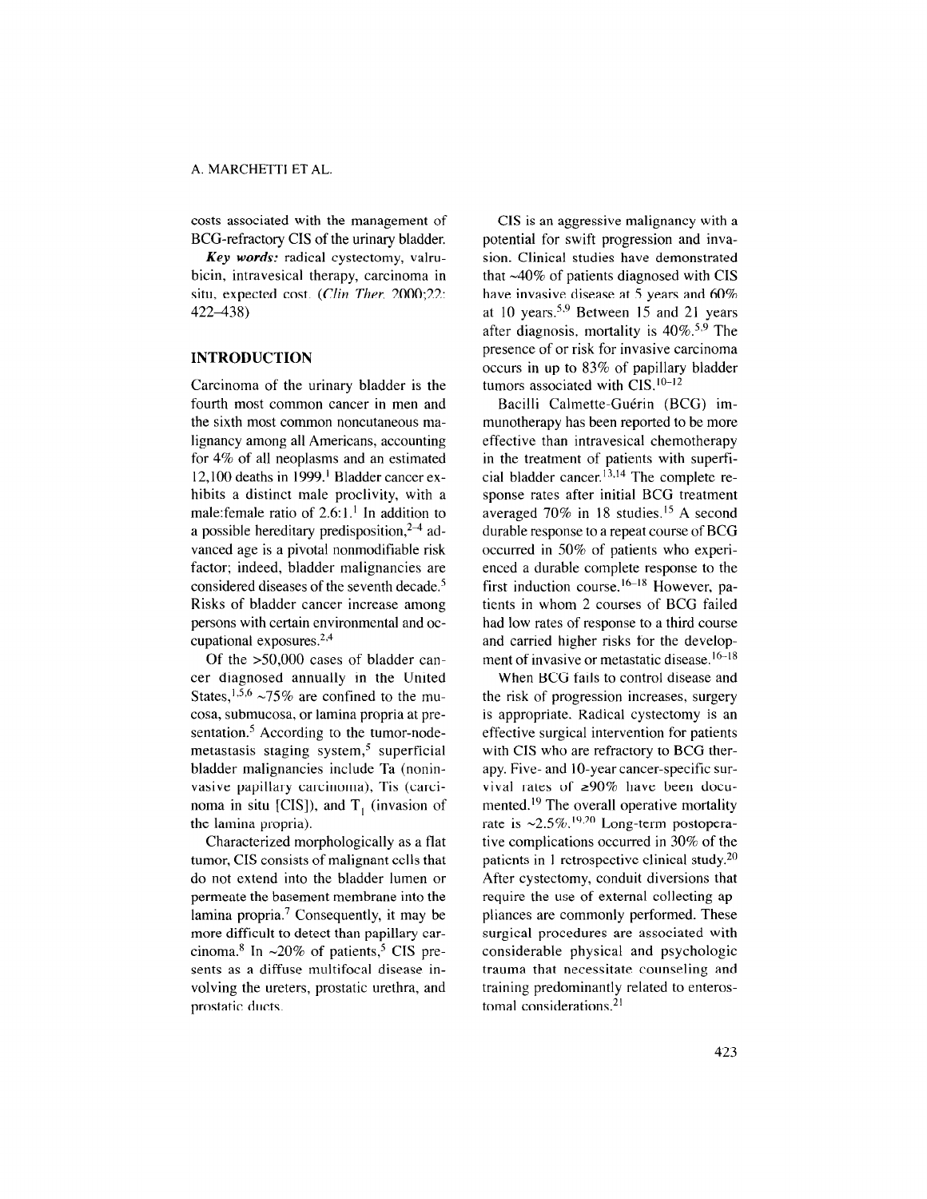costs associated with the management of BCG-refractory CIS of the urinary bladder.

***Key words:*** radical cystectomy, valrubicin, intravesical therapy, carcinoma in situ, expected cost. (*Clin Ther.* 2000;22:422–438)

## INTRODUCTION

Carcinoma of the urinary bladder is the fourth most common cancer in men and the sixth most common noncutaneous malignancy among all Americans, accounting for 4% of all neoplasms and an estimated 12,100 deaths in 1999.[1] Bladder cancer exhibits a distinct male proclivity, with a male:female ratio of 2.6:1.[1] In addition to a possible hereditary predisposition,[2–4] advanced age is a pivotal nonmodifiable risk factor; indeed, bladder malignancies are considered diseases of the seventh decade.[5] Risks of bladder cancer increase among persons with certain environmental and occupational exposures.[2,4]

Of the >50,000 cases of bladder cancer diagnosed annually in the United States,[1,5,6] ~75% are confined to the mucosa, submucosa, or lamina propria at presentation.[5] According to the tumor-node-metastasis staging system,[5] superficial bladder malignancies include Ta (noninvasive papillary carcinoma), Tis (carcinoma in situ [CIS]), and $T_1$ (invasion of the lamina propria).

Characterized morphologically as a flat tumor, CIS consists of malignant cells that do not extend into the bladder lumen or permeate the basement membrane into the lamina propria.[7] Consequently, it may be more difficult to detect than papillary carcinoma.[8] In ~20% of patients,[5] CIS presents as a diffuse multifocal disease involving the ureters, prostatic urethra, and prostatic ducts.

CIS is an aggressive malignancy with a potential for swift progression and invasion. Clinical studies have demonstrated that ~40% of patients diagnosed with CIS have invasive disease at 5 years and 60% at 10 years.[5,9] Between 15 and 21 years after diagnosis, mortality is 40%.[5,9] The presence of or risk for invasive carcinoma occurs in up to 83% of papillary bladder tumors associated with CIS.[10–12]

Bacilli Calmette-Guérin (BCG) immunotherapy has been reported to be more effective than intravesical chemotherapy in the treatment of patients with superficial bladder cancer.[13,14] The complete response rates after initial BCG treatment averaged 70% in 18 studies.[15] A second durable response to a repeat course of BCG occurred in 50% of patients who experienced a durable complete response to the first induction course.[16–18] However, patients in whom 2 courses of BCG failed had low rates of response to a third course and carried higher risks for the development of invasive or metastatic disease.[16–18]

When BCG fails to control disease and the risk of progression increases, surgery is appropriate. Radical cystectomy is an effective surgical intervention for patients with CIS who are refractory to BCG therapy. Five- and 10-year cancer-specific survival rates of ≥90% have been documented.[19] The overall operative mortality rate is ~2.5%.[19,20] Long-term postoperative complications occurred in 30% of the patients in 1 retrospective clinical study.[20] After cystectomy, conduit diversions that require the use of external collecting appliances are commonly performed. These surgical procedures are associated with considerable physical and psychologic trauma that necessitate counseling and training predominantly related to enterostomal considerations.[21]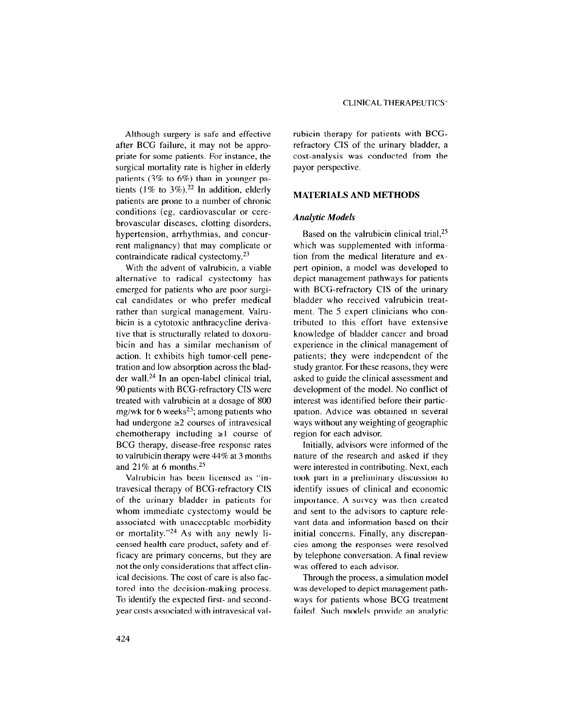Although surgery is safe and effective after BCG failure, it may not be appropriate for some patients. For instance, the surgical mortality rate is higher in elderly patients (3% to 6%) than in younger patients (1% to 3%).[22] In addition, elderly patients are prone to a number of chronic conditions (eg, cardiovascular or cerebrovascular diseases, clotting disorders, hypertension, arrhythmias, and concurrent malignancy) that may complicate or contraindicate radical cystectomy.[23]

With the advent of valrubicin, a viable alternative to radical cystectomy has emerged for patients who are poor surgical candidates or who prefer medical rather than surgical management. Valrubicin is a cytotoxic anthracycline derivative that is structurally related to doxorubicin and has a similar mechanism of action. It exhibits high tumor-cell penetration and low absorption across the bladder wall.[24] In an open-label clinical trial, 90 patients with BCG-refractory CIS were treated with valrubicin at a dosage of 800 mg/wk for 6 weeks[25]; among patients who had undergone ≥2 courses of intravesical chemotherapy including ≥1 course of BCG therapy, disease-free response rates to valrubicin therapy were 44% at 3 months and 21% at 6 months.[25]

Valrubicin has been licensed as "intravesical therapy of BCG-refractory CIS of the urinary bladder in patients for whom immediate cystectomy would be associated with unacceptable morbidity or mortality."[24] As with any newly licensed health care product, safety and efficacy are primary concerns, but they are not the only considerations that affect clinical decisions. The cost of care is also factored into the decision-making process. To identify the expected first- and second-year costs associated with intravesical valrubicin therapy for patients with BCG-refractory CIS of the urinary bladder, a cost-analysis was conducted from the payor perspective.

## MATERIALS AND METHODS

### *Analytic Models*

Based on the valrubicin clinical trial,[25] which was supplemented with information from the medical literature and expert opinion, a model was developed to depict management pathways for patients with BCG-refractory CIS of the urinary bladder who received valrubicin treatment. The 5 expert clinicians who contributed to this effort have extensive knowledge of bladder cancer and broad experience in the clinical management of patients; they were independent of the study grantor. For these reasons, they were asked to guide the clinical assessment and development of the model. No conflict of interest was identified before their participation. Advice was obtained in several ways without any weighting of geographic region for each advisor.

Initially, advisors were informed of the nature of the research and asked if they were interested in contributing. Next, each took part in a preliminary discussion to identify issues of clinical and economic importance. A survey was then created and sent to the advisors to capture relevant data and information based on their initial concerns. Finally, any discrepancies among the responses were resolved by telephone conversation. A final review was offered to each advisor.

Through the process, a simulation model was developed to depict management pathways for patients whose BCG treatment failed. Such models provide an analytic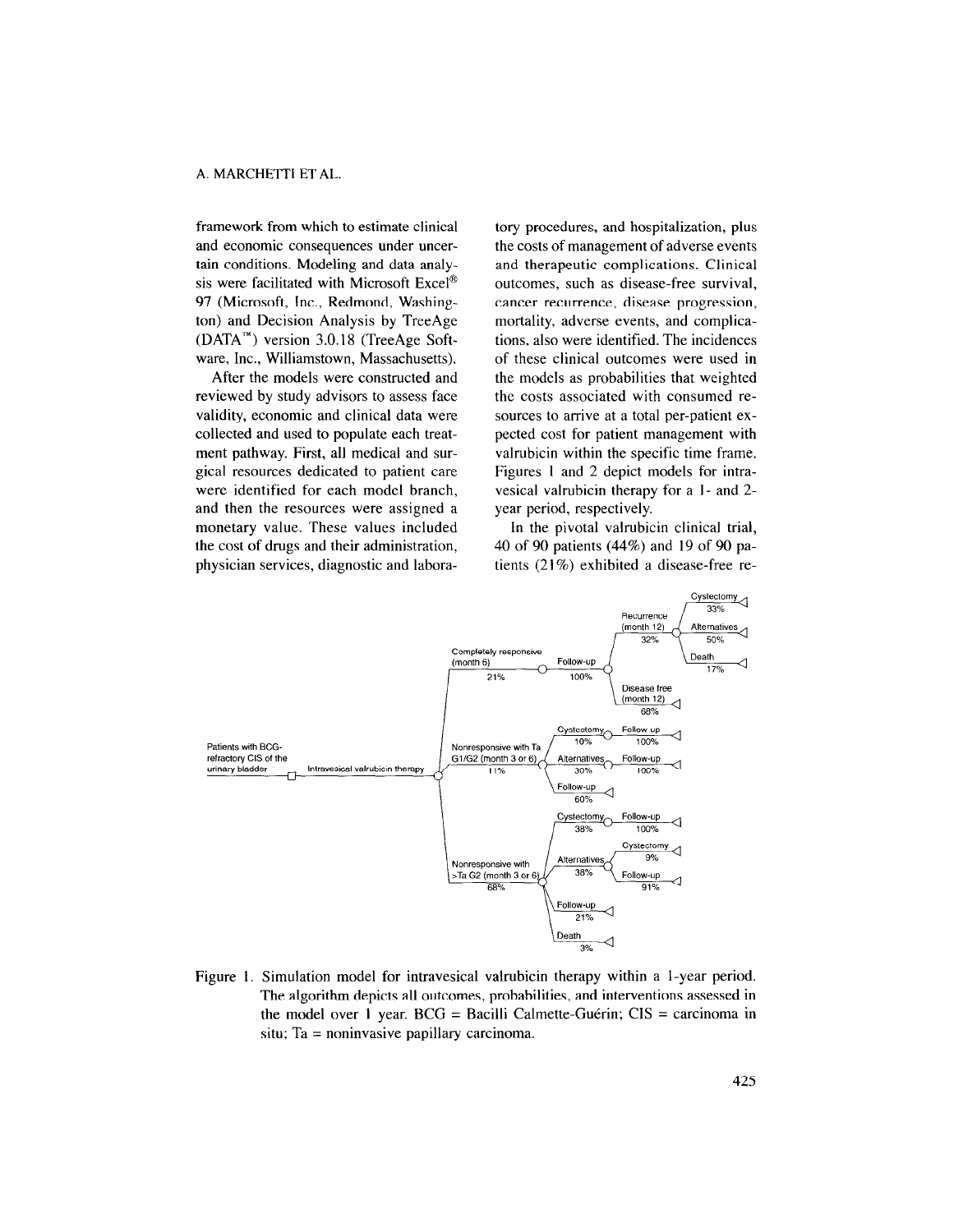framework from which to estimate clinical and economic consequences under uncertain conditions. Modeling and data analysis were facilitated with Microsoft Excel® 97 (Microsoft, Inc., Redmond, Washington) and Decision Analysis by TreeAge (DATA™) version 3.0.18 (TreeAge Software, Inc., Williamstown, Massachusetts).

After the models were constructed and reviewed by study advisors to assess face validity, economic and clinical data were collected and used to populate each treatment pathway. First, all medical and surgical resources dedicated to patient care were identified for each model branch, and then the resources were assigned a monetary value. These values included the cost of drugs and their administration, physician services, diagnostic and laboratory procedures, and hospitalization, plus the costs of management of adverse events and therapeutic complications. Clinical outcomes, such as disease-free survival, cancer recurrence, disease progression, mortality, adverse events, and complications, also were identified. The incidences of these clinical outcomes were used in the models as probabilities that weighted the costs associated with consumed resources to arrive at a total per-patient expected cost for patient management with valrubicin within the specific time frame. Figures 1 and 2 depict models for intravesical valrubicin therapy for a 1- and 2-year period, respectively.

In the pivotal valrubicin clinical trial, 40 of 90 patients (44%) and 19 of 90 patients (21%) exhibited a disease-free re-

Figure 1. Simulation model for intravesical valrubicin therapy within a 1-year period. The algorithm depicts all outcomes, probabilities, and interventions assessed in the model over 1 year. BCG = Bacilli Calmette-Guérin; CIS = carcinoma in situ; Ta = noninvasive papillary carcinoma.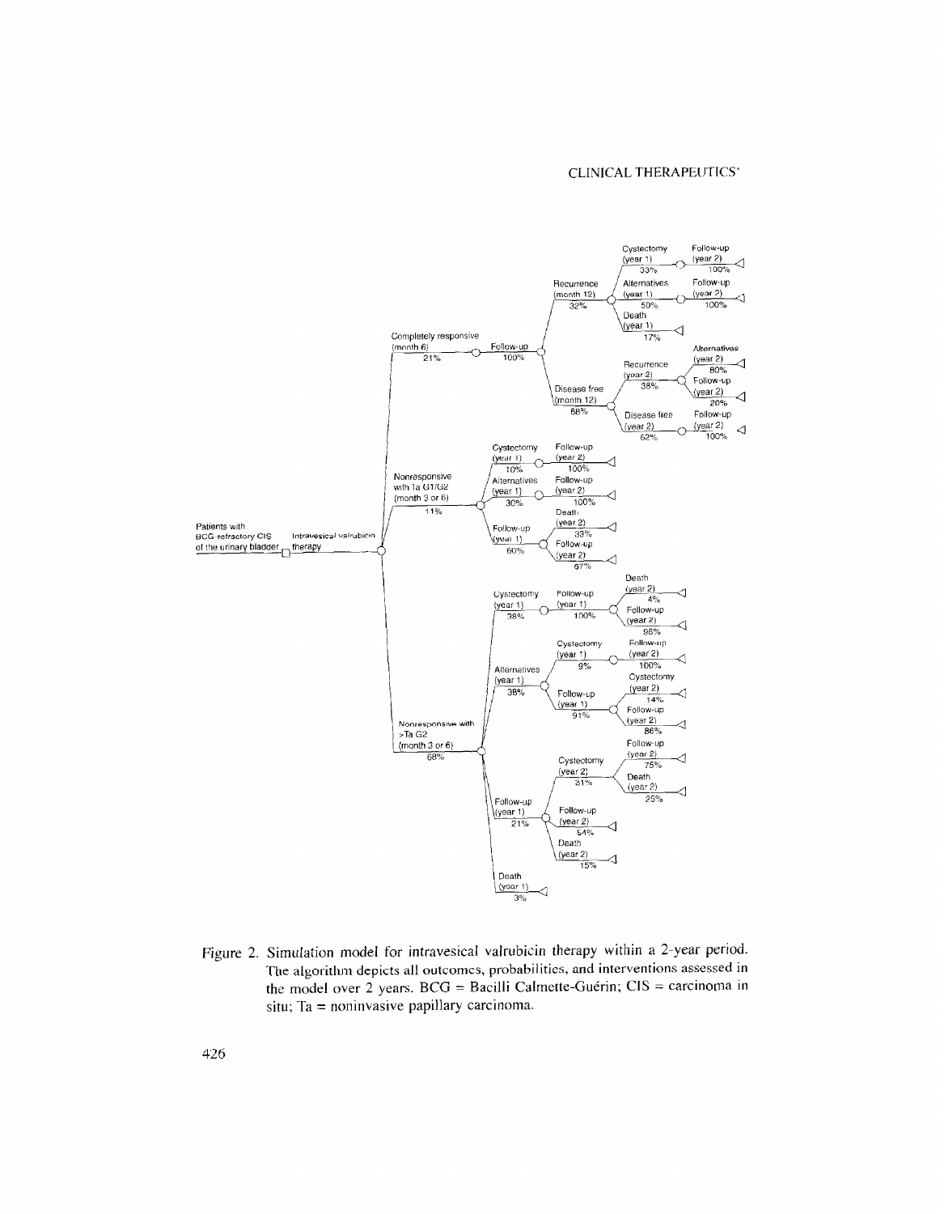- Patients with BCG-refractory CIS of the urinary bladder → Intravesical valrubicin therapy
  - Completely responsive (month 6) 21%
    - Follow-up 100%
      - Recurrence (month 12) 32%
        - Cystectomy (year 1) 33% → Follow-up (year 2) 100%
        - Alternatives (year 1) 50% → Follow-up (year 2) 100%
        - Death (year 1) 17%
      - Disease free (month 12) 68%
        - Recurrence (year 2) 38%
          - Alternatives (year 2) 80%
          - Follow-up (year 2) 20%
        - Disease free (year 2) 62% → Follow-up (year 2) 100%
  - Nonresponsive with Ta G1/G2 (month 3 or 6) 11%
    - Cystectomy (year 1) 10% → Follow-up (year 2) 100%
    - Alternatives (year 1) 30% → Follow-up (year 2) 100%
    - Follow-up (year 1) 60%
      - Death (year 2) 33%
      - Follow-up (year 2) 67%
  - Nonresponsive with >Ta G2 (month 3 or 6) 68%
    - Cystectomy (year 1) 38% → Follow-up (year 1) 100%
      - Death (year 2) 4%
      - Follow-up (year 2) 96%
    - Alternatives (year 1) 38%
      - Cystectomy (year 1) 9% → Follow-up (year 2) 100%
      - Follow-up (year 1) 91%
        - Cystectomy (year 2) 14%
        - Follow-up (year 2) 86%
    - Follow-up (year 1) 21%
      - Cystectomy (year 2) 31%
        - Follow-up (year 2) 75%
        - Death (year 2) 25%
      - Follow-up (year 2) 54%
      - Death (year 2) 15%
    - Death (year 1) 3%

Figure 2. Simulation model for intravesical valrubicin therapy within a 2-year period. The algorithm depicts all outcomes, probabilities, and interventions assessed in the model over 2 years. BCG = Bacilli Calmette-Guérin; CIS = carcinoma in situ; Ta = noninvasive papillary carcinoma.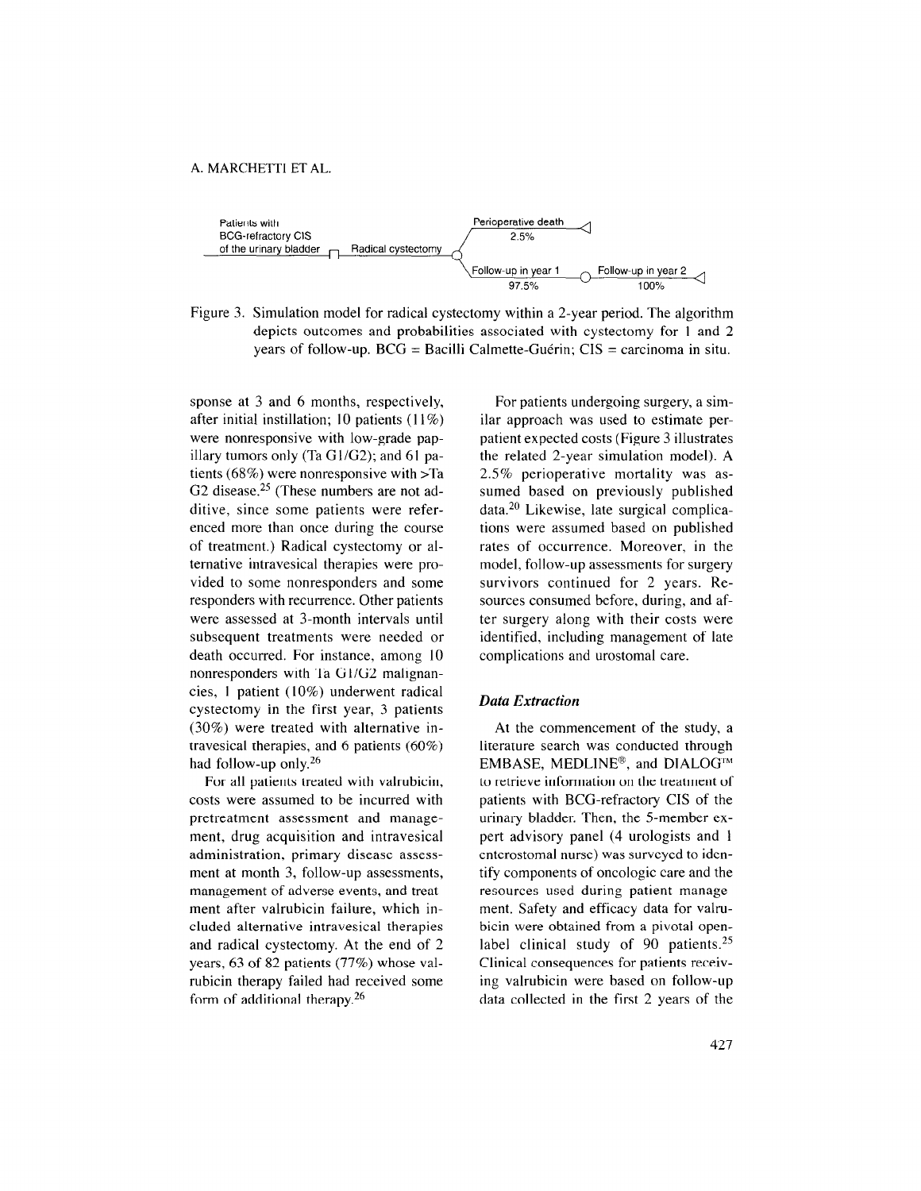Patients with BCG-refractory CIS of the urinary bladder — Radical cystectomy — Perioperative death 2.5% / Follow-up in year 1 97.5% — Follow-up in year 2 100%

Figure 3. Simulation model for radical cystectomy within a 2-year period. The algorithm depicts outcomes and probabilities associated with cystectomy for 1 and 2 years of follow-up. BCG = Bacilli Calmette-Guérin; CIS = carcinoma in situ.

sponse at 3 and 6 months, respectively, after initial instillation; 10 patients (11%) were nonresponsive with low-grade papillary tumors only (Ta G1/G2); and 61 patients (68%) were nonresponsive with >Ta G2 disease.[25] (These numbers are not additive, since some patients were referenced more than once during the course of treatment.) Radical cystectomy or alternative intravesical therapies were provided to some nonresponders and some responders with recurrence. Other patients were assessed at 3-month intervals until subsequent treatments were needed or death occurred. For instance, among 10 nonresponders with Ta G1/G2 malignancies, 1 patient (10%) underwent radical cystectomy in the first year, 3 patients (30%) were treated with alternative intravesical therapies, and 6 patients (60%) had follow-up only.[26]

For all patients treated with valrubicin, costs were assumed to be incurred with pretreatment assessment and management, drug acquisition and intravesical administration, primary disease assessment at month 3, follow-up assessments, management of adverse events, and treatment after valrubicin failure, which included alternative intravesical therapies and radical cystectomy. At the end of 2 years, 63 of 82 patients (77%) whose valrubicin therapy failed had received some form of additional therapy.[26]

For patients undergoing surgery, a similar approach was used to estimate per-patient expected costs (Figure 3 illustrates the related 2-year simulation model). A 2.5% perioperative mortality was assumed based on previously published data.[20] Likewise, late surgical complications were assumed based on published rates of occurrence. Moreover, in the model, follow-up assessments for surgery survivors continued for 2 years. Resources consumed before, during, and after surgery along with their costs were identified, including management of late complications and urostomal care.

### *Data Extraction*

At the commencement of the study, a literature search was conducted through EMBASE, MEDLINE®, and DIALOG™ to retrieve information on the treatment of patients with BCG-refractory CIS of the urinary bladder. Then, the 5-member expert advisory panel (4 urologists and 1 enterostomal nurse) was surveyed to identify components of oncologic care and the resources used during patient management. Safety and efficacy data for valrubicin were obtained from a pivotal open-label clinical study of 90 patients.[25] Clinical consequences for patients receiving valrubicin were based on follow-up data collected in the first 2 years of the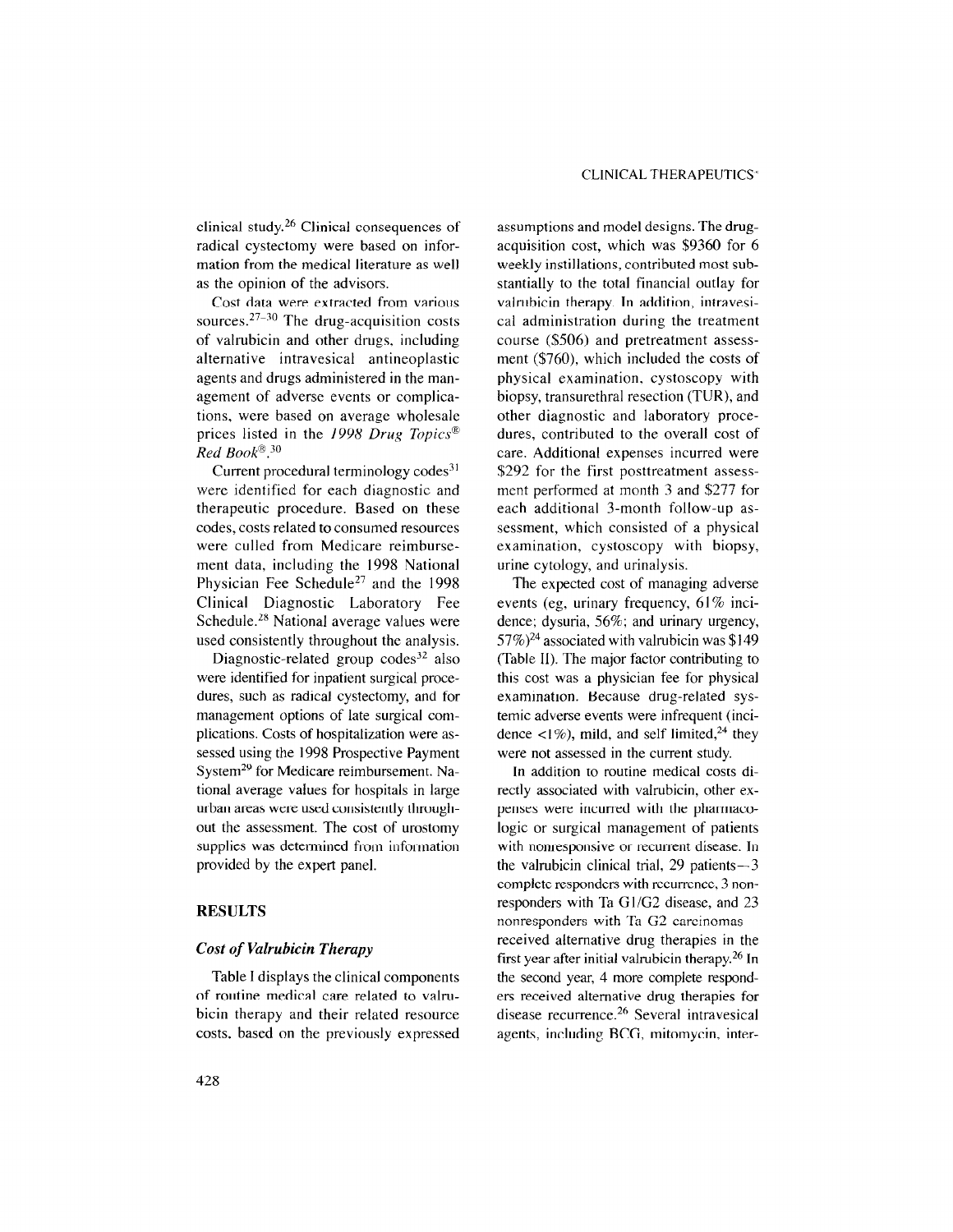clinical study.[26] Clinical consequences of radical cystectomy were based on information from the medical literature as well as the opinion of the advisors.

Cost data were extracted from various sources.[27–30] The drug-acquisition costs of valrubicin and other drugs, including alternative intravesical antineoplastic agents and drugs administered in the management of adverse events or complications, were based on average wholesale prices listed in the *1998 Drug Topics® Red Book®*.[30]

Current procedural terminology codes[31] were identified for each diagnostic and therapeutic procedure. Based on these codes, costs related to consumed resources were culled from Medicare reimbursement data, including the 1998 National Physician Fee Schedule[27] and the 1998 Clinical Diagnostic Laboratory Fee Schedule.[28] National average values were used consistently throughout the analysis.

Diagnostic-related group codes[32] also were identified for inpatient surgical procedures, such as radical cystectomy, and for management options of late surgical complications. Costs of hospitalization were assessed using the 1998 Prospective Payment System[29] for Medicare reimbursement. National average values for hospitals in large urban areas were used consistently throughout the assessment. The cost of urostomy supplies was determined from information provided by the expert panel.

## RESULTS

### *Cost of Valrubicin Therapy*

Table I displays the clinical components of routine medical care related to valrubicin therapy and their related resource costs, based on the previously expressed assumptions and model designs. The drug-acquisition cost, which was $9360 for 6 weekly instillations, contributed most substantially to the total financial outlay for valrubicin therapy. In addition, intravesical administration during the treatment course ($506) and pretreatment assessment ($760), which included the costs of physical examination, cystoscopy with biopsy, transurethral resection (TUR), and other diagnostic and laboratory procedures, contributed to the overall cost of care. Additional expenses incurred were $292 for the first posttreatment assessment performed at month 3 and $277 for each additional 3-month follow-up assessment, which consisted of a physical examination, cystoscopy with biopsy, urine cytology, and urinalysis.

The expected cost of managing adverse events (eg, urinary frequency, 61% incidence; dysuria, 56%; and urinary urgency, 57%)[24] associated with valrubicin was $149 (Table II). The major factor contributing to this cost was a physician fee for physical examination. Because drug-related systemic adverse events were infrequent (incidence <1%), mild, and self limited,[24] they were not assessed in the current study.

In addition to routine medical costs directly associated with valrubicin, other expenses were incurred with the pharmacologic or surgical management of patients with nonresponsive or recurrent disease. In the valrubicin clinical trial, 29 patients—3 complete responders with recurrence, 3 nonresponders with Ta G1/G2 disease, and 23 nonresponders with Ta G2 carcinomas received alternative drug therapies in the first year after initial valrubicin therapy.[26] In the second year, 4 more complete responders received alternative drug therapies for disease recurrence.[26] Several intravesical agents, including BCG, mitomycin, inter-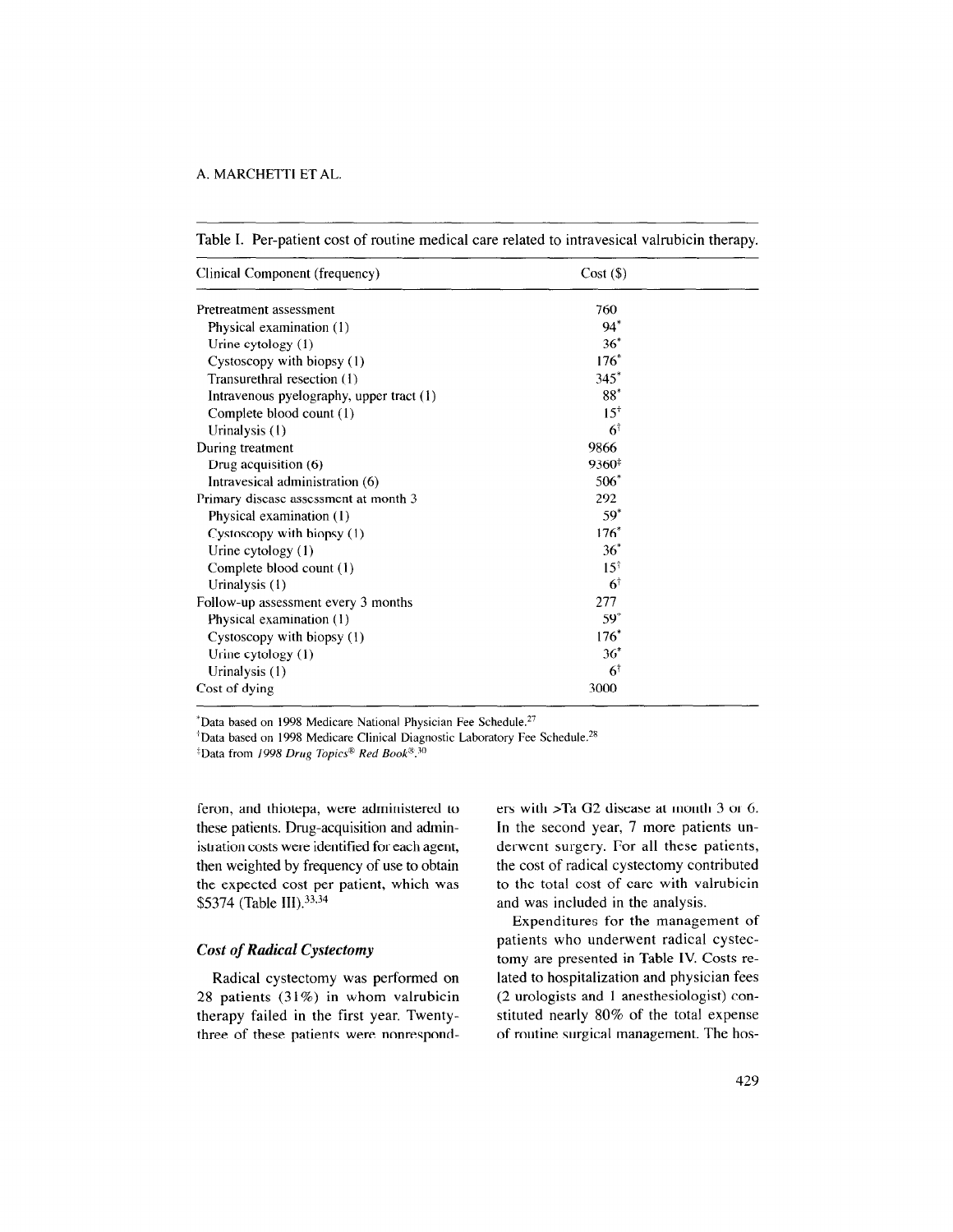Table I. Per-patient cost of routine medical care related to intravesical valrubicin therapy.

| Clinical Component (frequency) | Cost ($) |
|---|---|
| Pretreatment assessment | 760 |
| Physical examination (1) | 94* |
| Urine cytology (1) | 36* |
| Cystoscopy with biopsy (1) | 176* |
| Transurethral resection (1) | 345* |
| Intravenous pyelography, upper tract (1) | 88* |
| Complete blood count (1) | 15† |
| Urinalysis (1) | 6† |
| During treatment | 9866 |
| Drug acquisition (6) | 9360‡ |
| Intravesical administration (6) | 506* |
| Primary disease assessment at month 3 | 292 |
| Physical examination (1) | 59* |
| Cystoscopy with biopsy (1) | 176* |
| Urine cytology (1) | 36* |
| Complete blood count (1) | 15† |
| Urinalysis (1) | 6† |
| Follow-up assessment every 3 months | 277 |
| Physical examination (1) | 59* |
| Cystoscopy with biopsy (1) | 176* |
| Urine cytology (1) | 36* |
| Urinalysis (1) | 6† |
| Cost of dying | 3000 |

*Data based on 1998 Medicare National Physician Fee Schedule.[27]
†Data based on 1998 Medicare Clinical Diagnostic Laboratory Fee Schedule.[28]
‡Data from *1998 Drug Topics® Red Book®*.[30]

feron, and thiotepa, were administered to these patients. Drug-acquisition and administration costs were identified for each agent, then weighted by frequency of use to obtain the expected cost per patient, which was $5374 (Table III).[33,34]

### *Cost of Radical Cystectomy*

Radical cystectomy was performed on 28 patients (31%) in whom valrubicin therapy failed in the first year. Twenty-three of these patients were nonresponders with >Ta G2 disease at month 3 or 6. In the second year, 7 more patients underwent surgery. For all these patients, the cost of radical cystectomy contributed to the total cost of care with valrubicin and was included in the analysis.

Expenditures for the management of patients who underwent radical cystectomy are presented in Table IV. Costs related to hospitalization and physician fees (2 urologists and 1 anesthesiologist) constituted nearly 80% of the total expense of routine surgical management. The hos-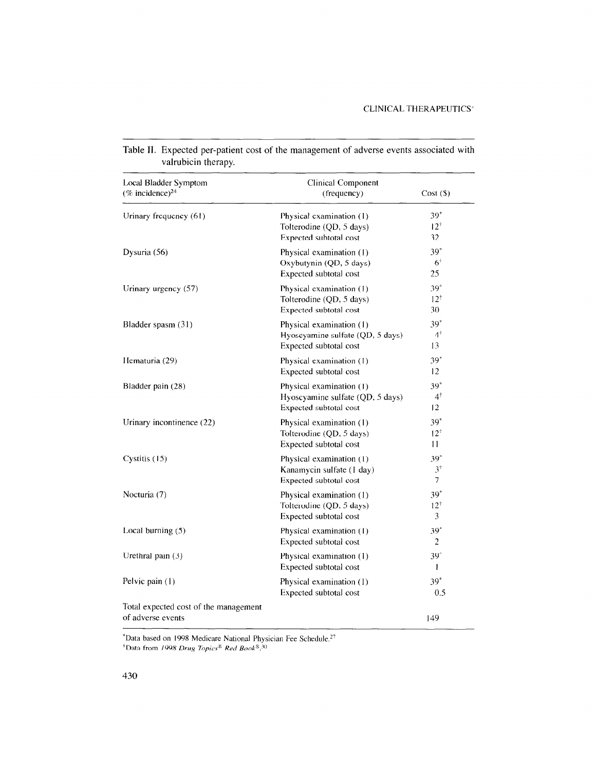Table II. Expected per-patient cost of the management of adverse events associated with valrubicin therapy.

| Local Bladder Symptom (% incidence)[24] | Clinical Component (frequency) | Cost ($) |
|---|---|---|
| Urinary frequency (61) | Physical examination (1) | 39* |
| | Tolterodine (QD, 5 days) | 12† |
| | Expected subtotal cost | 32 |
| Dysuria (56) | Physical examination (1) | 39* |
| | Oxybutynin (QD, 5 days) | 6† |
| | Expected subtotal cost | 25 |
| Urinary urgency (57) | Physical examination (1) | 39* |
| | Tolterodine (QD, 5 days) | 12† |
| | Expected subtotal cost | 30 |
| Bladder spasm (31) | Physical examination (1) | 39* |
| | Hyoscyamine sulfate (QD, 5 days) | 4† |
| | Expected subtotal cost | 13 |
| Hematuria (29) | Physical examination (1) | 39* |
| | Expected subtotal cost | 12 |
| Bladder pain (28) | Physical examination (1) | 39* |
| | Hyoscyamine sulfate (QD, 5 days) | 4† |
| | Expected subtotal cost | 12 |
| Urinary incontinence (22) | Physical examination (1) | 39* |
| | Tolterodine (QD, 5 days) | 12† |
| | Expected subtotal cost | 11 |
| Cystitis (15) | Physical examination (1) | 39* |
| | Kanamycin sulfate (1 day) | 3† |
| | Expected subtotal cost | 7 |
| Nocturia (7) | Physical examination (1) | 39* |
| | Tolterodine (QD, 5 days) | 12† |
| | Expected subtotal cost | 3 |
| Local burning (5) | Physical examination (1) | 39* |
| | Expected subtotal cost | 2 |
| Urethral pain (3) | Physical examination (1) | 39* |
| | Expected subtotal cost | 1 |
| Pelvic pain (1) | Physical examination (1) | 39* |
| | Expected subtotal cost | 0.5 |
| Total expected cost of the management of adverse events | | 149 |

*Data based on 1998 Medicare National Physician Fee Schedule.[27]
†Data from *1998 Drug Topics® Red Book®*.[30]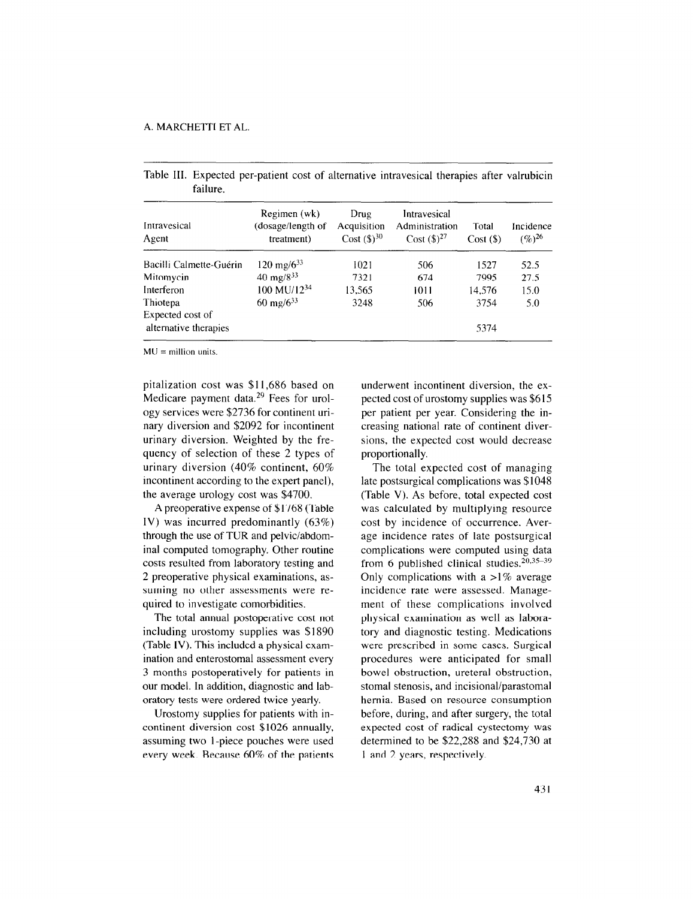Table III. Expected per-patient cost of alternative intravesical therapies after valrubicin failure.

| Intravesical Agent | Regimen (wk) (dosage/length of treatment) | Drug Acquisition Cost ($)[30] | Intravesical Administration Cost ($)[27] | Total Cost ($) | Incidence (%)[26] |
|---|---|---|---|---|---|
| Bacilli Calmette-Guérin | 120 mg/6[33] | 1021 | 506 | 1527 | 52.5 |
| Mitomycin | 40 mg/8[33] | 7321 | 674 | 7995 | 27.5 |
| Interferon | 100 MU/12[34] | 13,565 | 1011 | 14,576 | 15.0 |
| Thiotepa | 60 mg/6[33] | 3248 | 506 | 3754 | 5.0 |
| Expected cost of alternative therapies | | | | 5374 | |

MU = million units.

pitalization cost was $11,686 based on Medicare payment data.[29] Fees for urology services were $2736 for continent urinary diversion and $2092 for incontinent urinary diversion. Weighted by the frequency of selection of these 2 types of urinary diversion (40% continent, 60% incontinent according to the expert panel), the average urology cost was $4700.

A preoperative expense of $1768 (Table IV) was incurred predominantly (63%) through the use of TUR and pelvic/abdominal computed tomography. Other routine costs resulted from laboratory testing and 2 preoperative physical examinations, assuming no other assessments were required to investigate comorbidities.

The total annual postoperative cost not including urostomy supplies was $1890 (Table IV). This included a physical examination and enterostomal assessment every 3 months postoperatively for patients in our model. In addition, diagnostic and laboratory tests were ordered twice yearly.

Urostomy supplies for patients with incontinent diversion cost $1026 annually, assuming two 1-piece pouches were used every week. Because 60% of the patients underwent incontinent diversion, the expected cost of urostomy supplies was $615 per patient per year. Considering the increasing national rate of continent diversions, the expected cost would decrease proportionally.

The total expected cost of managing late postsurgical complications was $1048 (Table V). As before, total expected cost was calculated by multiplying resource cost by incidence of occurrence. Average incidence rates of late postsurgical complications were computed using data from 6 published clinical studies.[20,35–39] Only complications with a >1% average incidence rate were assessed. Management of these complications involved physical examination as well as laboratory and diagnostic testing. Medications were prescribed in some cases. Surgical procedures were anticipated for small bowel obstruction, ureteral obstruction, stomal stenosis, and incisional/parastomal hernia. Based on resource consumption before, during, and after surgery, the total expected cost of radical cystectomy was determined to be $22,288 and $24,730 at 1 and 2 years, respectively.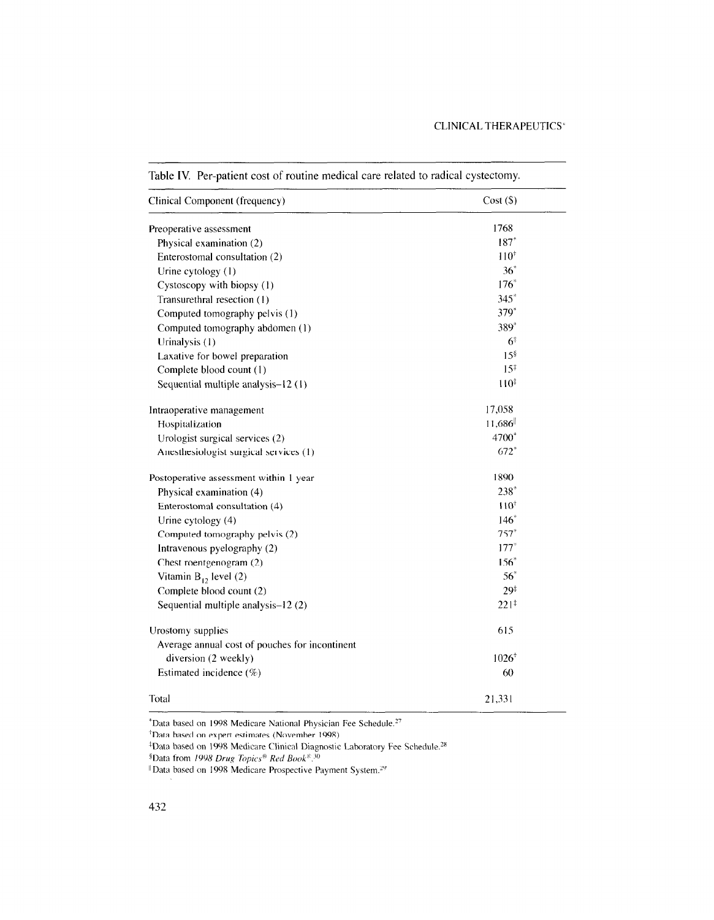Table IV. Per-patient cost of routine medical care related to radical cystectomy.

| Clinical Component (frequency) | Cost ($) |
|---|---|
| Preoperative assessment | 1768 |
| Physical examination (2) | 187* |
| Enterostomal consultation (2) | 110† |
| Urine cytology (1) | 36* |
| Cystoscopy with biopsy (1) | 176* |
| Transurethral resection (1) | 345* |
| Computed tomography pelvis (1) | 379* |
| Computed tomography abdomen (1) | 389* |
| Urinalysis (1) | 6‡ |
| Laxative for bowel preparation | 15§ |
| Complete blood count (1) | 15‡ |
| Sequential multiple analysis–12 (1) | 110‡ |
| Intraoperative management | 17,058 |
| Hospitalization | 11,686∥ |
| Urologist surgical services (2) | 4700* |
| Anesthesiologist surgical services (1) | 672* |
| Postoperative assessment within 1 year | 1890 |
| Physical examination (4) | 238* |
| Enterostomal consultation (4) | 110† |
| Urine cytology (4) | 146* |
| Computed tomography pelvis (2) | 757* |
| Intravenous pyelography (2) | 177* |
| Chest roentgenogram (2) | 156* |
| Vitamin $B_{12}$ level (2) | 56* |
| Complete blood count (2) | 29‡ |
| Sequential multiple analysis–12 (2) | 221‡ |
| Urostomy supplies | 615 |
| Average annual cost of pouches for incontinent diversion (2 weekly) | 1026† |
| Estimated incidence (%) | 60 |
| Total | 21,331 |

*Data based on 1998 Medicare National Physician Fee Schedule.[27]
†Data based on expert estimates (November 1998).
‡Data based on 1998 Medicare Clinical Diagnostic Laboratory Fee Schedule.[28]
§Data from *1998 Drug Topics® Red Book®*.[30]
∥Data based on 1998 Medicare Prospective Payment System.[29]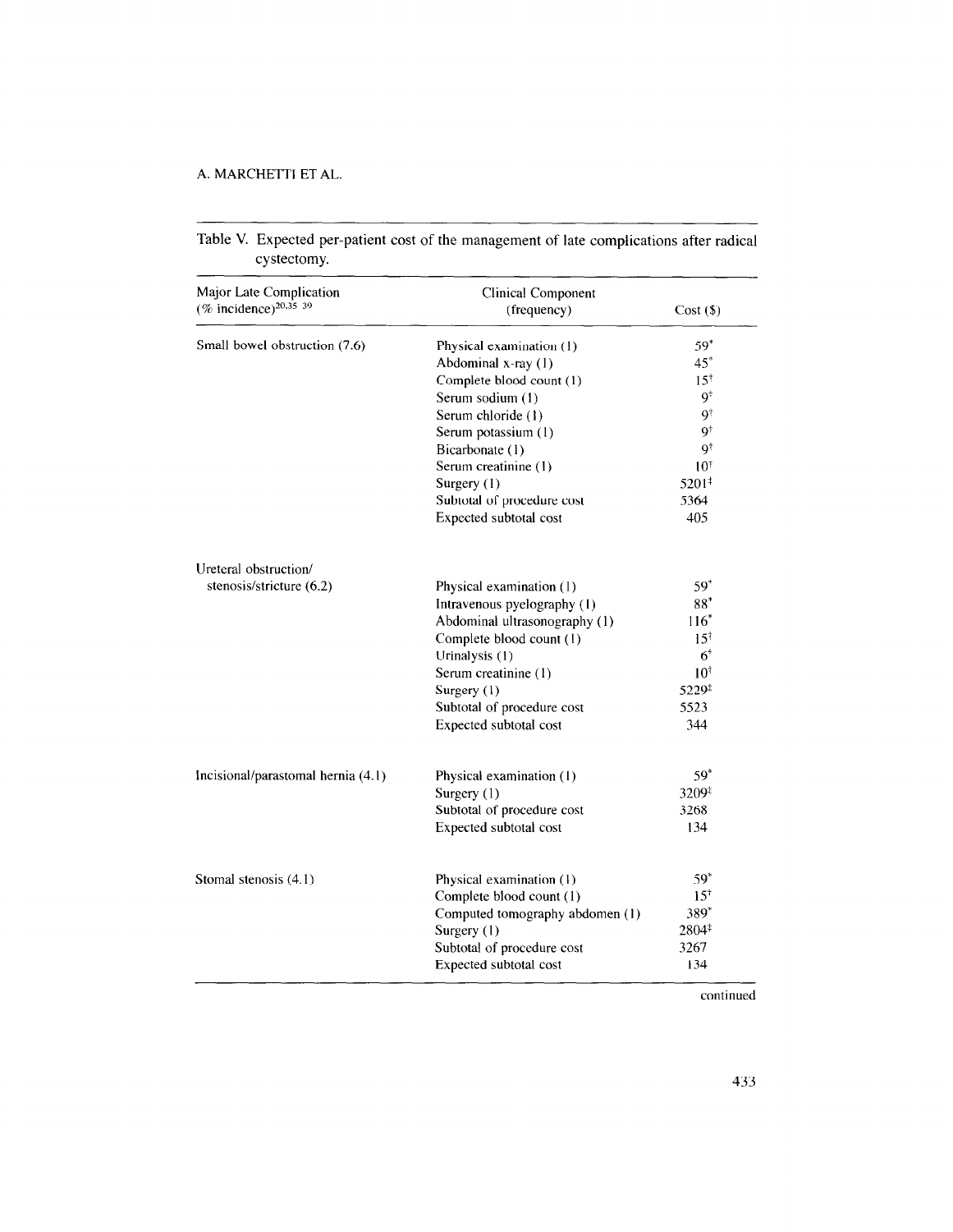Table V. Expected per-patient cost of the management of late complications after radical cystectomy.

| Major Late Complication (% incidence)[20,35–39] | Clinical Component (frequency) | Cost ($) |
|---|---|---|
| Small bowel obstruction (7.6) | Physical examination (1) | 59* |
| | Abdominal x-ray (1) | 45* |
| | Complete blood count (1) | 15† |
| | Serum sodium (1) | 9† |
| | Serum chloride (1) | 9† |
| | Serum potassium (1) | 9† |
| | Bicarbonate (1) | 9† |
| | Serum creatinine (1) | 10† |
| | Surgery (1) | 5201‡ |
| | Subtotal of procedure cost | 5364 |
| | Expected subtotal cost | 405 |
| Ureteral obstruction/ stenosis/stricture (6.2) | Physical examination (1) | 59* |
| | Intravenous pyelography (1) | 88* |
| | Abdominal ultrasonography (1) | 116* |
| | Complete blood count (1) | 15† |
| | Urinalysis (1) | 6† |
| | Serum creatinine (1) | 10† |
| | Surgery (1) | 5229‡ |
| | Subtotal of procedure cost | 5523 |
| | Expected subtotal cost | 344 |
| Incisional/parastomal hernia (4.1) | Physical examination (1) | 59* |
| | Surgery (1) | 3209‡ |
| | Subtotal of procedure cost | 3268 |
| | Expected subtotal cost | 134 |
| Stomal stenosis (4.1) | Physical examination (1) | 59* |
| | Complete blood count (1) | 15† |
| | Computed tomography abdomen (1) | 389* |
| | Surgery (1) | 2804‡ |
| | Subtotal of procedure cost | 3267 |
| | Expected subtotal cost | 134 |

continued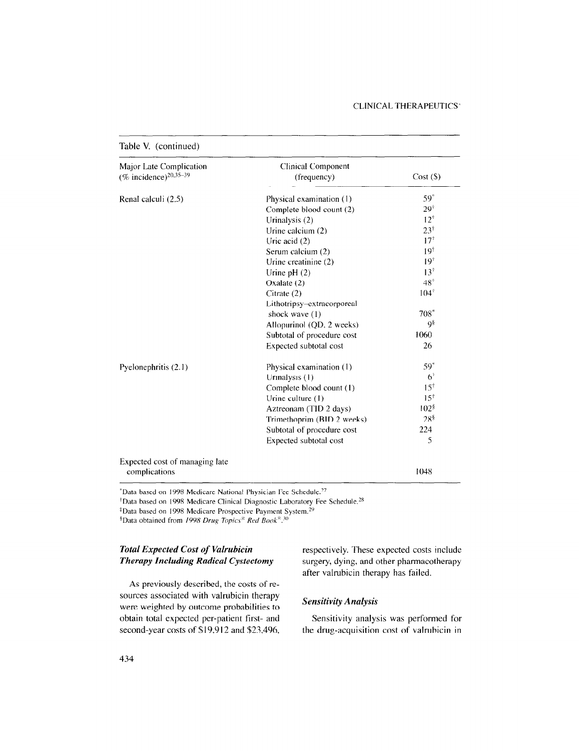Table V. (continued)

| Major Late Complication (% incidence)[20,35–39] | Clinical Component (frequency) | Cost ($) |
|---|---|---|
| Renal calculi (2.5) | Physical examination (1) | 59* |
| | Complete blood count (2) | 29† |
| | Urinalysis (2) | 12† |
| | Urine calcium (2) | 23† |
| | Uric acid (2) | 17† |
| | Serum calcium (2) | 19† |
| | Urine creatinine (2) | 19† |
| | Urine pH (2) | 13† |
| | Oxalate (2) | 48† |
| | Citrate (2) | 104† |
| | Lithotripsy–extracorporeal shock wave (1) | 708* |
| | Allopurinol (QD, 2 weeks) | 9§ |
| | Subtotal of procedure cost | 1060 |
| | Expected subtotal cost | 26 |
| Pyelonephritis (2.1) | Physical examination (1) | 59* |
| | Urinalysis (1) | 6† |
| | Complete blood count (1) | 15† |
| | Urine culture (1) | 15† |
| | Aztreonam (TID 2 days) | 102§ |
| | Trimethoprim (BID 2 weeks) | 28§ |
| | Subtotal of procedure cost | 224 |
| | Expected subtotal cost | 5 |
| Expected cost of managing late complications | | 1048 |

*Data based on 1998 Medicare National Physician Fee Schedule.[27]

†Data based on 1998 Medicare Clinical Diagnostic Laboratory Fee Schedule.[28]

‡Data based on 1998 Medicare Prospective Payment System.[29]

§Data obtained from *1998 Drug Topics® Red Book®*.[30]

### *Total Expected Cost of Valrubicin Therapy Including Radical Cystectomy*

As previously described, the costs of resources associated with valrubicin therapy were weighted by outcome probabilities to obtain total expected per-patient first- and second-year costs of $19,912 and $23,496, respectively. These expected costs include surgery, dying, and other pharmacotherapy after valrubicin therapy has failed.

### *Sensitivity Analysis*

Sensitivity analysis was performed for the drug-acquisition cost of valrubicin in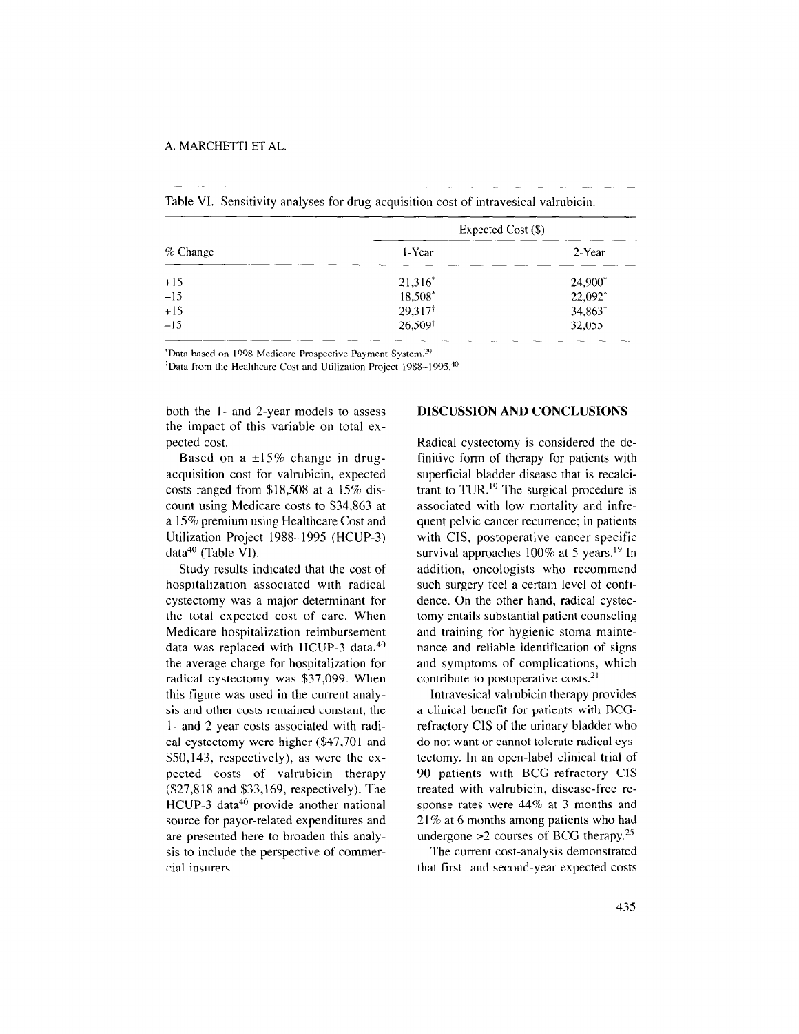Table VI. Sensitivity analyses for drug-acquisition cost of intravesical valrubicin.

| % Change | Expected Cost ($) | |
|---|---|---|
| | 1-Year | 2-Year |
| +15 | 21,316* | 24,900* |
| −15 | 18,508* | 22,092* |
| +15 | 29,317† | 34,863† |
| −15 | 26,509† | 32,055† |

*Data based on 1998 Medicare Prospective Payment System.[29]

†Data from the Healthcare Cost and Utilization Project 1988–1995.[40]

both the 1- and 2-year models to assess the impact of this variable on total expected cost.

Based on a ±15% change in drug-acquisition cost for valrubicin, expected costs ranged from $18,508 at a 15% discount using Medicare costs to $34,863 at a 15% premium using Healthcare Cost and Utilization Project 1988–1995 (HCUP-3) data[40] (Table VI).

Study results indicated that the cost of hospitalization associated with radical cystectomy was a major determinant for the total expected cost of care. When Medicare hospitalization reimbursement data was replaced with HCUP-3 data,[40] the average charge for hospitalization for radical cystectomy was $37,099. When this figure was used in the current analysis and other costs remained constant, the 1- and 2-year costs associated with radical cystectomy were higher ($47,701 and $50,143, respectively), as were the expected costs of valrubicin therapy ($27,818 and $33,169, respectively). The HCUP-3 data[40] provide another national source for payor-related expenditures and are presented here to broaden this analysis to include the perspective of commercial insurers.

## DISCUSSION AND CONCLUSIONS

Radical cystectomy is considered the definitive form of therapy for patients with superficial bladder disease that is recalcitrant to TUR.[19] The surgical procedure is associated with low mortality and infrequent pelvic cancer recurrence; in patients with CIS, postoperative cancer-specific survival approaches 100% at 5 years.[19] In addition, oncologists who recommend such surgery feel a certain level of confidence. On the other hand, radical cystectomy entails substantial patient counseling and training for hygienic stoma maintenance and reliable identification of signs and symptoms of complications, which contribute to postoperative costs.[21]

Intravesical valrubicin therapy provides a clinical benefit for patients with BCG-refractory CIS of the urinary bladder who do not want or cannot tolerate radical cystectomy. In an open-label clinical trial of 90 patients with BCG refractory CIS treated with valrubicin, disease-free response rates were 44% at 3 months and 21% at 6 months among patients who had undergone >2 courses of BCG therapy.[25]

The current cost-analysis demonstrated that first- and second-year expected costs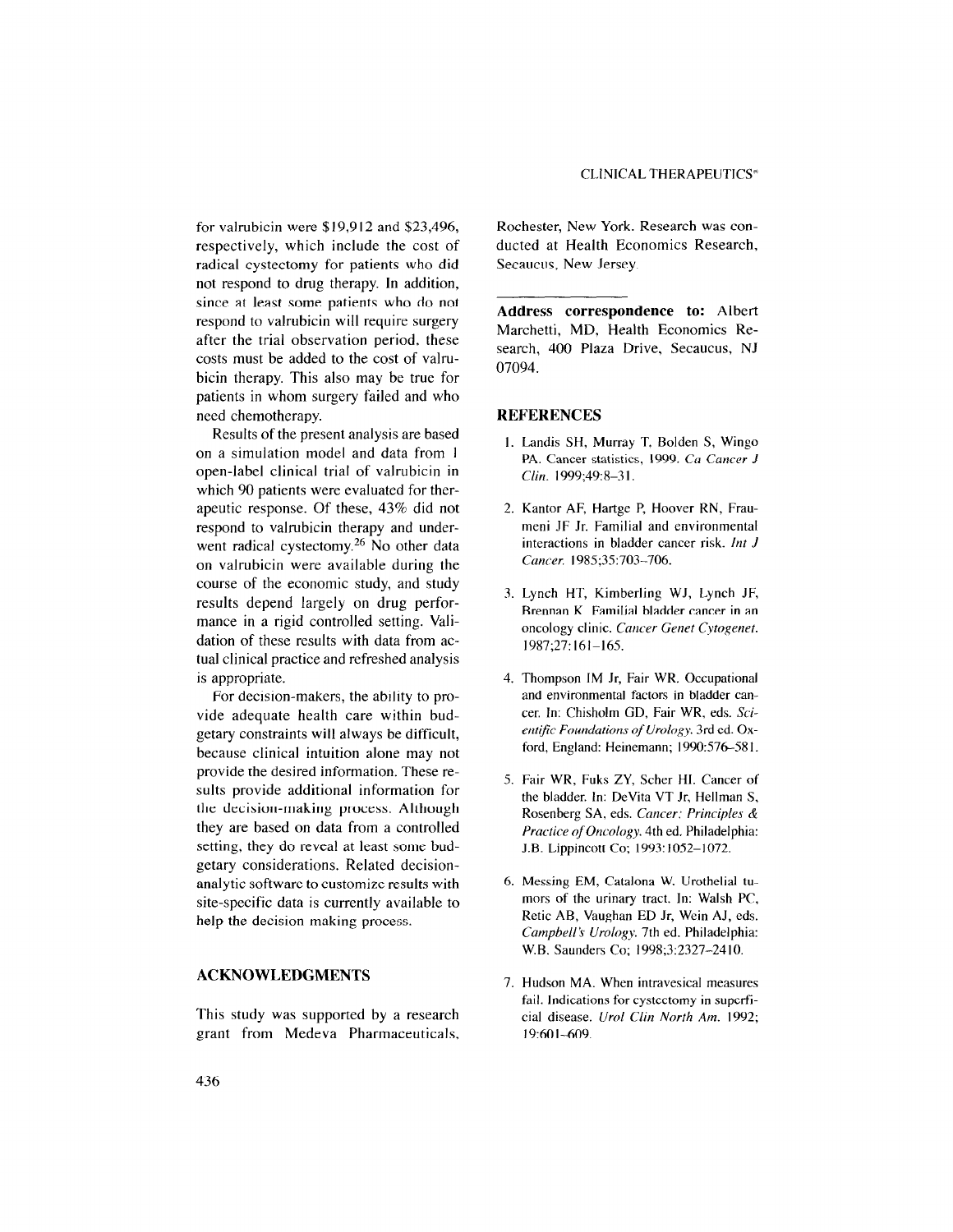for valrubicin were $19,912 and $23,496, respectively, which include the cost of radical cystectomy for patients who did not respond to drug therapy. In addition, since at least some patients who do not respond to valrubicin will require surgery after the trial observation period, these costs must be added to the cost of valrubicin therapy. This also may be true for patients in whom surgery failed and who need chemotherapy.

Results of the present analysis are based on a simulation model and data from 1 open-label clinical trial of valrubicin in which 90 patients were evaluated for therapeutic response. Of these, 43% did not respond to valrubicin therapy and underwent radical cystectomy.[26] No other data on valrubicin were available during the course of the economic study, and study results depend largely on drug performance in a rigid controlled setting. Validation of these results with data from actual clinical practice and refreshed analysis is appropriate.

For decision-makers, the ability to provide adequate health care within budgetary constraints will always be difficult, because clinical intuition alone may not provide the desired information. These results provide additional information for the decision-making process. Although they are based on data from a controlled setting, they do reveal at least some budgetary considerations. Related decision-analytic software to customize results with site-specific data is currently available to help the decision making process.

## ACKNOWLEDGMENTS

This study was supported by a research grant from Medeva Pharmaceuticals, Rochester, New York. Research was conducted at Health Economics Research, Secaucus, New Jersey.

---

**Address correspondence to:** Albert Marchetti, MD, Health Economics Research, 400 Plaza Drive, Secaucus, NJ 07094.

## REFERENCES

1. Landis SH, Murray T, Bolden S, Wingo PA. Cancer statistics, 1999. *Ca Cancer J Clin.* 1999;49:8–31.
2. Kantor AF, Hartge P, Hoover RN, Fraumeni JF Jr. Familial and environmental interactions in bladder cancer risk. *Int J Cancer.* 1985;35:703–706.
3. Lynch HT, Kimberling WJ, Lynch JF, Brennan K. Familial bladder cancer in an oncology clinic. *Cancer Genet Cytogenet.* 1987;27:161–165.
4. Thompson IM Jr, Fair WR. Occupational and environmental factors in bladder cancer. In: Chisholm GD, Fair WR, eds. *Scientific Foundations of Urology.* 3rd ed. Oxford, England: Heinemann; 1990:576–581.
5. Fair WR, Fuks ZY, Scher HI. Cancer of the bladder. In: DeVita VT Jr, Hellman S, Rosenberg SA, eds. *Cancer: Principles & Practice of Oncology.* 4th ed. Philadelphia: J.B. Lippincott Co; 1993:1052–1072.
6. Messing EM, Catalona W. Urothelial tumors of the urinary tract. In: Walsh PC, Retic AB, Vaughan ED Jr, Wein AJ, eds. *Campbell's Urology.* 7th ed. Philadelphia: W.B. Saunders Co; 1998;3:2327–2410.
7. Hudson MA. When intravesical measures fail. Indications for cystectomy in superficial disease. *Urol Clin North Am.* 1992; 19:601–609.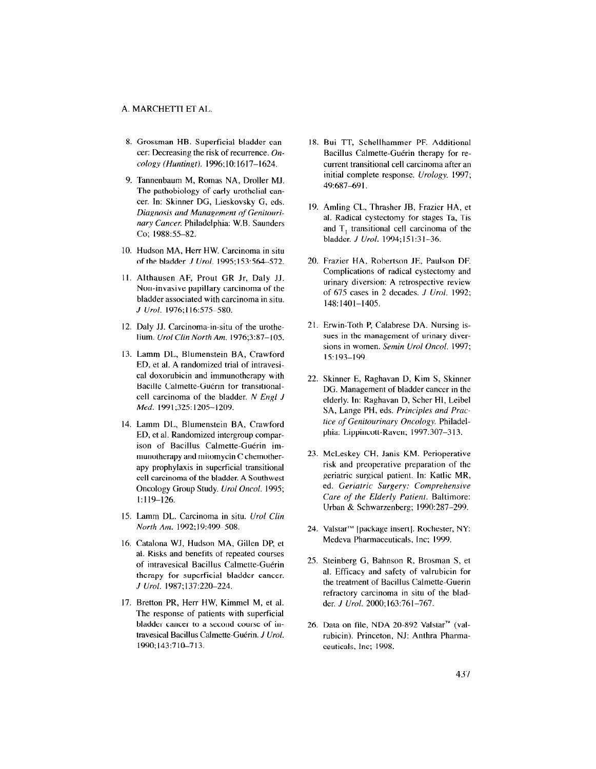8. Grossman HB. Superficial bladder cancer: Decreasing the risk of recurrence. *Oncology (Huntingt)*. 1996;10:1617–1624.

9. Tannenbaum M, Romas NA, Droller MJ. The pathobiology of early urothelial cancer. In: Skinner DG, Lieskovsky G, eds. *Diagnosis and Management of Genitourinary Cancer*. Philadelphia: W.B. Saunders Co; 1988:55–82.

10. Hudson MA, Herr HW. Carcinoma in situ of the bladder. *J Urol*. 1995;153:564–572.

11. Althausen AF, Prout GR Jr, Daly JJ. Non-invasive papillary carcinoma of the bladder associated with carcinoma in situ. *J Urol*. 1976;116:575–580.

12. Daly JJ. Carcinoma-in-situ of the urothelium. *Urol Clin North Am*. 1976;3:87–105.

13. Lamm DL, Blumenstein BA, Crawford ED, et al. A randomized trial of intravesical doxorubicin and immunotherapy with Bacille Calmette-Guérin for transitional-cell carcinoma of the bladder. *N Engl J Med*. 1991;325:1205–1209.

14. Lamm DL, Blumenstein BA, Crawford ED, et al. Randomized intergroup comparison of Bacillus Calmette-Guérin immunotherapy and mitomycin C chemotherapy prophylaxis in superficial transitional cell carcinoma of the bladder. A Southwest Oncology Group Study. *Urol Oncol*. 1995; 1:119–126.

15. Lamm DL. Carcinoma in situ. *Urol Clin North Am*. 1992;19:499–508.

16. Catalona WJ, Hudson MA, Gillen DP, et al. Risks and benefits of repeated courses of intravesical Bacillus Calmette-Guérin therapy for superficial bladder cancer. *J Urol*. 1987;137:220–224.

17. Bretton PR, Herr HW, Kimmel M, et al. The response of patients with superficial bladder cancer to a second course of intravesical Bacillus Calmette-Guérin. *J Urol*. 1990;143:710–713.

18. Bui TT, Schellhammer PF. Additional Bacillus Calmette-Guérin therapy for recurrent transitional cell carcinoma after an initial complete response. *Urology*. 1997; 49:687–691.

19. Amling CL, Thrasher JB, Frazier HA, et al. Radical cystectomy for stages Ta, Tis and $T_1$ transitional cell carcinoma of the bladder. *J Urol*. 1994;151:31–36.

20. Frazier HA, Robertson JE, Paulson DF. Complications of radical cystectomy and urinary diversion: A retrospective review of 675 cases in 2 decades. *J Urol*. 1992; 148:1401–1405.

21. Erwin-Toth P, Calabrese DA. Nursing issues in the management of urinary diversions in women. *Semin Urol Oncol*. 1997; 15:193–199.

22. Skinner E, Raghavan D, Kim S, Skinner DG. Management of bladder cancer in the elderly. In: Raghavan D, Scher HI, Leibel SA, Lange PH, eds. *Principles and Practice of Genitourinary Oncology*. Philadelphia: Lippincott-Raven; 1997:307–313.

23. McLeskey CH, Janis KM. Perioperative risk and preoperative preparation of the geriatric surgical patient. In: Katlic MR, ed. *Geriatric Surgery: Comprehensive Care of the Elderly Patient*. Baltimore: Urban & Schwarzenberg; 1990:287–299.

24. Valstar™ [package insert]. Rochester, NY: Medeva Pharmaceuticals, Inc; 1999.

25. Steinberg G, Bahnson R, Brosman S, et al. Efficacy and safety of valrubicin for the treatment of Bacillus Calmette-Guerin refractory carcinoma in situ of the bladder. *J Urol*. 2000;163:761–767.

26. Data on file, NDA 20-892 Valstar™ (valrubicin). Princeton, NJ: Anthra Pharmaceuticals, Inc; 1998.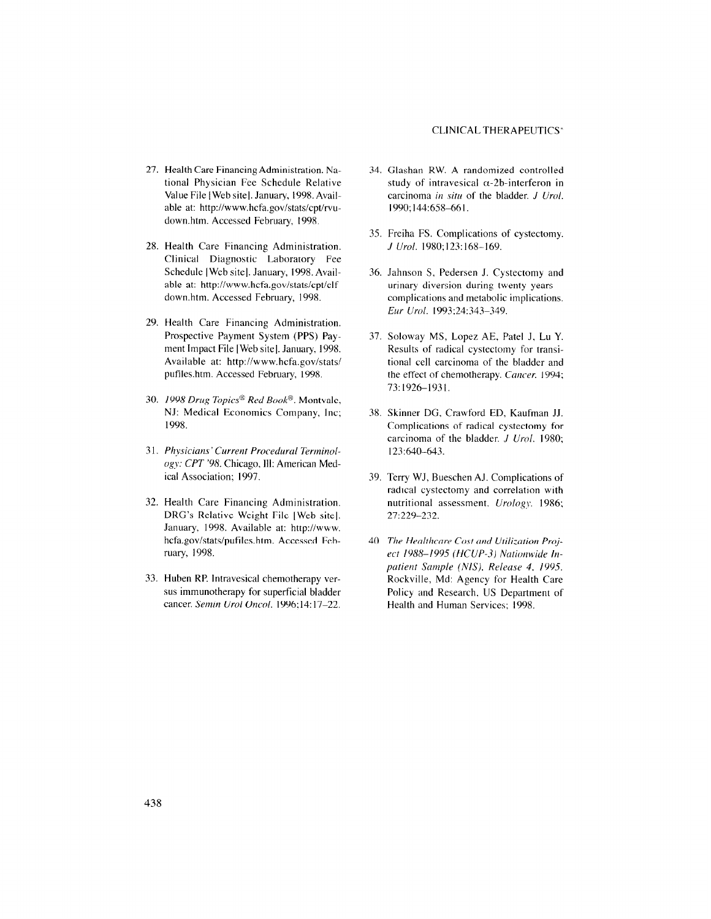27. Health Care Financing Administration. National Physician Fee Schedule Relative Value File [Web site]. January, 1998. Available at: http://www.hcfa.gov/stats/cpt/rvudown.htm. Accessed February, 1998.

28. Health Care Financing Administration. Clinical Diagnostic Laboratory Fee Schedule [Web site]. January, 1998. Available at: http://www.hcfa.gov/stats/cpt/clf down.htm. Accessed February, 1998.

29. Health Care Financing Administration. Prospective Payment System (PPS) Payment Impact File [Web site]. January, 1998. Available at: http://www.hcfa.gov/stats/pufiles.htm. Accessed February, 1998.

30. *1998 Drug Topics® Red Book®*. Montvale, NJ: Medical Economics Company, Inc; 1998.

31. *Physicians' Current Procedural Terminology: CPT '98*. Chicago, Ill: American Medical Association; 1997.

32. Health Care Financing Administration. DRG's Relative Weight File [Web site]. January, 1998. Available at: http://www.hcfa.gov/stats/pufiles.htm. Accessed February, 1998.

33. Huben RP. Intravesical chemotherapy versus immunotherapy for superficial bladder cancer. *Semin Urol Oncol*. 1996;14:17–22.

34. Glashan RW. A randomized controlled study of intravesical α-2b-interferon in carcinoma *in situ* of the bladder. *J Urol*. 1990;144:658–661.

35. Freiha FS. Complications of cystectomy. *J Urol*. 1980;123:168–169.

36. Jahnson S, Pedersen J. Cystectomy and urinary diversion during twenty years complications and metabolic implications. *Eur Urol*. 1993;24:343–349.

37. Soloway MS, Lopez AE, Patel J, Lu Y. Results of radical cystectomy for transitional cell carcinoma of the bladder and the effect of chemotherapy. *Cancer*. 1994;73:1926–1931.

38. Skinner DG, Crawford ED, Kaufman JJ. Complications of radical cystectomy for carcinoma of the bladder. *J Urol*. 1980;123:640–643.

39. Terry WJ, Bueschen AJ. Complications of radical cystectomy and correlation with nutritional assessment. *Urology*. 1986;27:229–232.

40. *The Healthcare Cost and Utilization Project 1988–1995 (HCUP-3) Nationwide Inpatient Sample (NIS), Release 4, 1995*. Rockville, Md: Agency for Health Care Policy and Research, US Department of Health and Human Services; 1998.